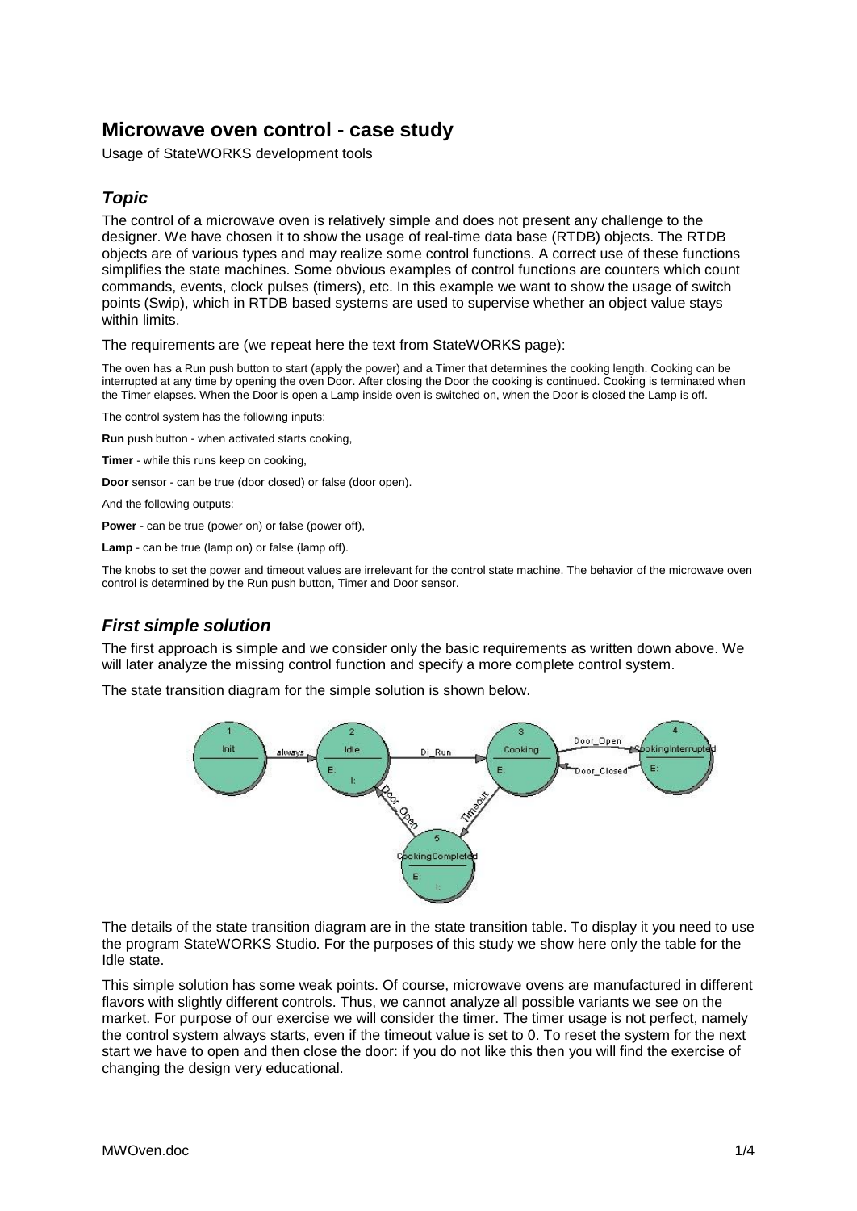# Microwave oven control - case study

Usage of StateWORKS development tools

## *Topic*

The control of a microwave oven is relatively simple and does not present any challenge to the designer. We have chosen it to show the usage of real-time data base (RTDB) objects. The RTDB objects are of various types and may realize some control functions. A correct use of these functions simplifies the state machines. Some obvious examples of control functions are counters which count commands, events, clock pulses (timers), etc. In this example we want to show the usage of switch points (Swip), which in RTDB based systems are used to supervise whether an object value stays within limits.

The requirements are (we repeat here the text from StateWORKS page):

The oven has a Run push button to start (apply the power) and a Timer that determines the cooking length. Cooking can be interrupted at any time by opening the oven Door. After closing the Door the cooking is continued. Cooking is terminated when the Timer elapses. When the Door is open a Lamp inside oven is switched on, when the Door is closed the Lamp is off.

The control system has the following inputs:

**Run** push button - when activated starts cooking,

**Timer** - while this runs keep on cooking,

**Door** sensor - can be true (door closed) or false (door open).

And the following outputs:

**Power** - can be true (power on) or false (power off),

**Lamp** - can be true (lamp on) or false (lamp off).

The knobs to set the power and timeout values are irrelevant for the control state machine. The behavior of the microwave oven control is determined by the Run push button, Timer and Door sensor.

## *First simple solution*

The first approach is simple and we consider only the basic requirements as written down above. We will later analyze the missing control function and specify a more complete control system.

The state transition diagram for the simple solution is shown below.

The details of the state transition diagram are in the state transition table. To display it you need to use the program StateWORKS Studio. For the purposes of this study we show here only the table for the Idle state.

This simple solution has some weak points. Of course, microwave ovens are manufactured in different flavors with slightly different controls. Thus, we cannot analyze all possible variants we see on the market. For purpose of our exercise we will consider the timer. The timer usage is not perfect, namely the control system always starts, even if the timeout value is set to 0. To reset the system for the next start we have to open and then close the door: if you do not like this then you will find the exercise of changing the design very educational.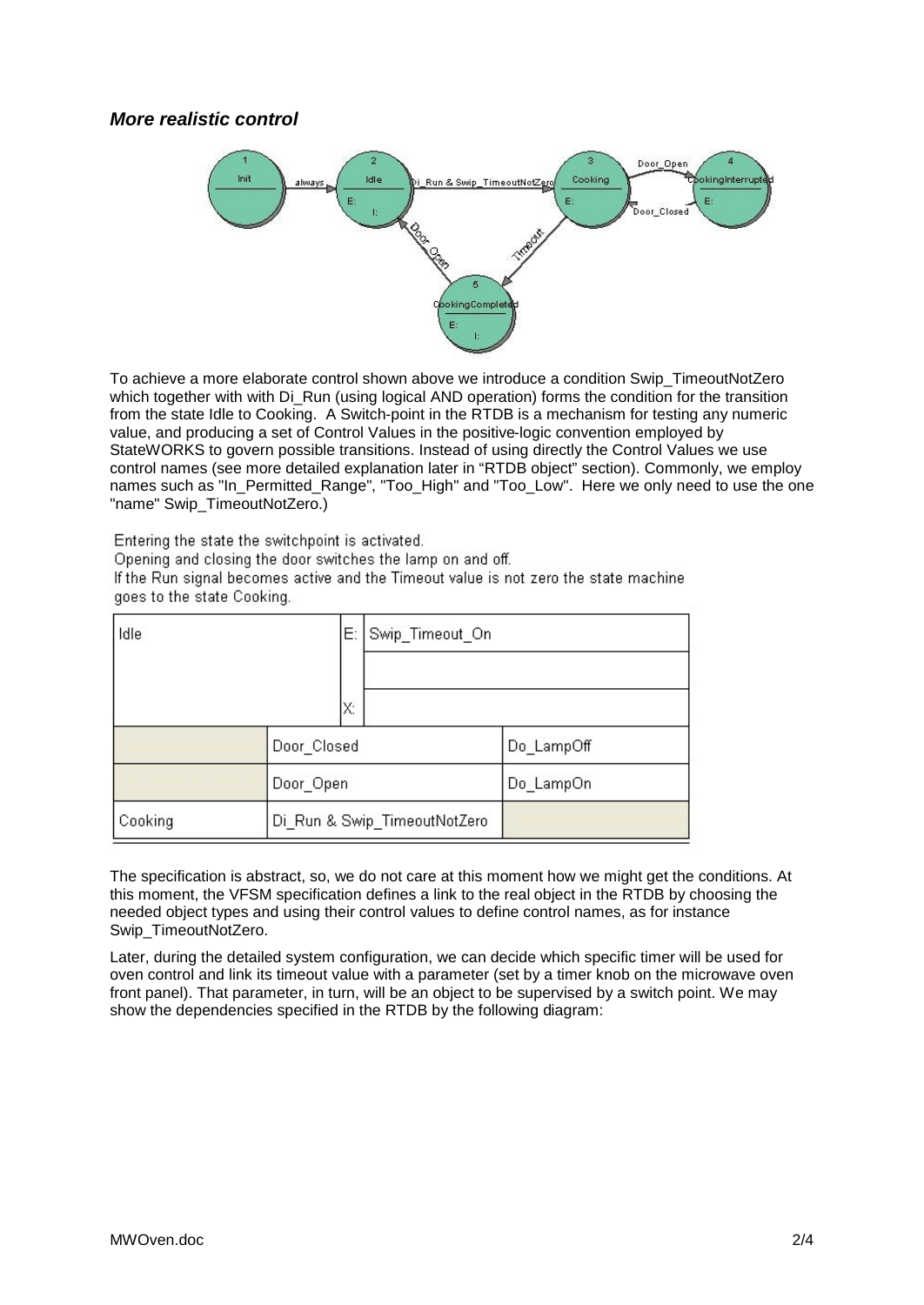### *More realistic control*

To achieve a more elaborate control shown above we introduce a condition Swip_TimeoutNotZero which together with with Di_Run (using logical AND operation) forms the condition for the transition from the state Idle to Cooking. A Switch-point in the RTDB is a mechanism for testing any numeric value, and producing a set of Control Values in the positive-logic convention employed by StateWORKS to govern possible transitions. Instead of using directly the Control Values we use control names (see more detailed explanation later in "RTDB object" section). Commonly, we employ names such as "In_Permitted_Range", "Too_High" and "Too_Low". Here we only need to use the one "name" Swip_TimeoutNotZero.)

Entering the state the switchpoint is activated.
Opening and closing the door switches the lamp on and off.
If the Run signal becomes active and the Timeout value is not zero the state machine goes to the state Cooking.

| Idle | | E: Swip_Timeout_On |
|---|---|---|
| | | |
| | | X: |
| | Door_Closed | Do_LampOff |
| | Door_Open | Do_LampOn |
| Cooking | Di_Run & Swip_TimeoutNotZero | |

The specification is abstract, so, we do not care at this moment how we might get the conditions. At this moment, the VFSM specification defines a link to the real object in the RTDB by choosing the needed object types and using their control values to define control names, as for instance Swip_TimeoutNotZero.

Later, during the detailed system configuration, we can decide which specific timer will be used for oven control and link its timeout value with a parameter (set by a timer knob on the microwave oven front panel). That parameter, in turn, will be an object to be supervised by a switch point. We may show the dependencies specified in the RTDB by the following diagram: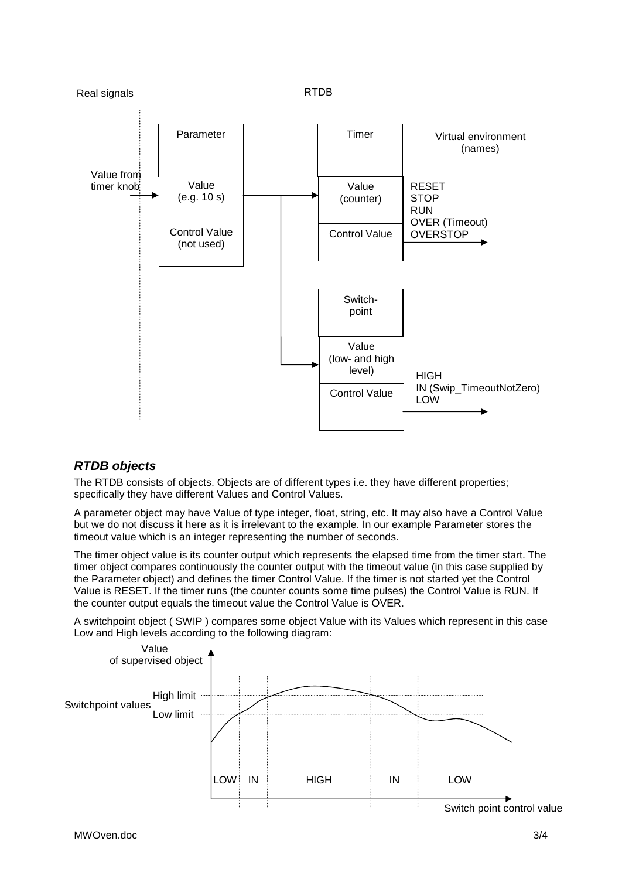## *RTDB objects*

The RTDB consists of objects. Objects are of different types i.e. they have different properties; specifically they have different Values and Control Values.

A parameter object may have Value of type integer, float, string, etc. It may also have a Control Value but we do not discuss it here as it is irrelevant to the example. In our example Parameter stores the timeout value which is an integer representing the number of seconds.

The timer object value is its counter output which represents the elapsed time from the timer start. The timer object compares continuously the counter output with the timeout value (in this case supplied by the Parameter object) and defines the timer Control Value. If the timer is not started yet the Control Value is RESET. If the timer runs (the counter counts some time pulses) the Control Value is RUN. If the counter output equals the timeout value the Control Value is OVER.

A switchpoint object ( SWIP ) compares some object Value with its Values which represent in this case Low and High levels according to the following diagram: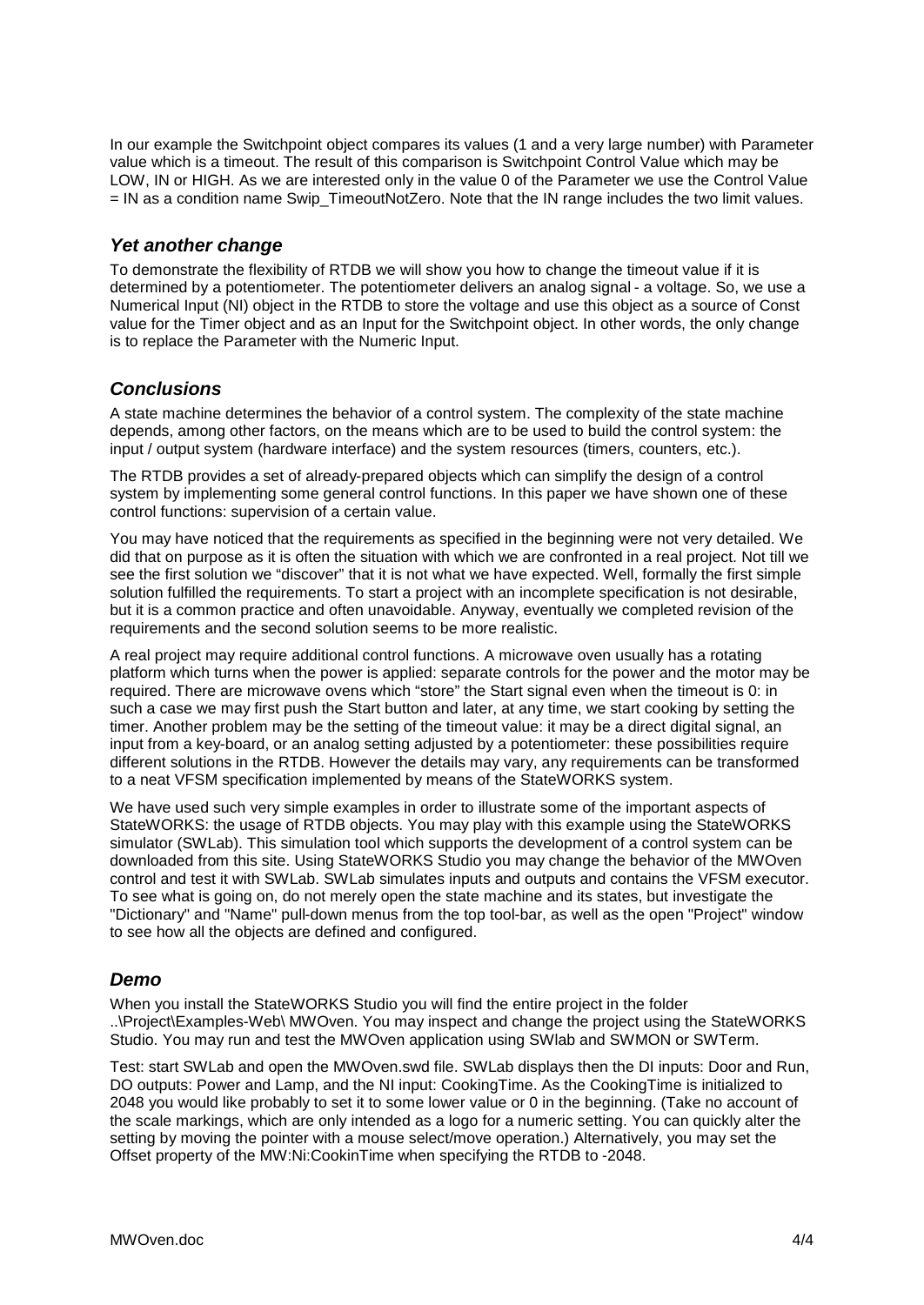In our example the Switchpoint object compares its values (1 and a very large number) with Parameter value which is a timeout. The result of this comparison is Switchpoint Control Value which may be LOW, IN or HIGH. As we are interested only in the value 0 of the Parameter we use the Control Value = IN as a condition name Swip_TimeoutNotZero. Note that the IN range includes the two limit values.

### *Yet another change*

To demonstrate the flexibility of RTDB we will show you how to change the timeout value if it is determined by a potentiometer. The potentiometer delivers an analog signal - a voltage. So, we use a Numerical Input (NI) object in the RTDB to store the voltage and use this object as a source of Const value for the Timer object and as an Input for the Switchpoint object. In other words, the only change is to replace the Parameter with the Numeric Input.

### *Conclusions*

A state machine determines the behavior of a control system. The complexity of the state machine depends, among other factors, on the means which are to be used to build the control system: the input / output system (hardware interface) and the system resources (timers, counters, etc.).

The RTDB provides a set of already-prepared objects which can simplify the design of a control system by implementing some general control functions. In this paper we have shown one of these control functions: supervision of a certain value.

You may have noticed that the requirements as specified in the beginning were not very detailed. We did that on purpose as it is often the situation with which we are confronted in a real project. Not till we see the first solution we "discover" that it is not what we have expected. Well, formally the first simple solution fulfilled the requirements. To start a project with an incomplete specification is not desirable, but it is a common practice and often unavoidable. Anyway, eventually we completed revision of the requirements and the second solution seems to be more realistic.

A real project may require additional control functions. A microwave oven usually has a rotating platform which turns when the power is applied: separate controls for the power and the motor may be required. There are microwave ovens which "store" the Start signal even when the timeout is 0: in such a case we may first push the Start button and later, at any time, we start cooking by setting the timer. Another problem may be the setting of the timeout value: it may be a direct digital signal, an input from a key-board, or an analog setting adjusted by a potentiometer: these possibilities require different solutions in the RTDB. However the details may vary, any requirements can be transformed to a neat VFSM specification implemented by means of the StateWORKS system.

We have used such very simple examples in order to illustrate some of the important aspects of StateWORKS: the usage of RTDB objects. You may play with this example using the StateWORKS simulator (SWLab). This simulation tool which supports the development of a control system can be downloaded from this site. Using StateWORKS Studio you may change the behavior of the MWOven control and test it with SWLab. SWLab simulates inputs and outputs and contains the VFSM executor. To see what is going on, do not merely open the state machine and its states, but investigate the "Dictionary" and "Name" pull-down menus from the top tool-bar, as well as the open "Project" window to see how all the objects are defined and configured.

### *Demo*

When you install the StateWORKS Studio you will find the entire project in the folder ..\Project\Examples-Web\ MWOven. You may inspect and change the project using the StateWORKS Studio. You may run and test the MWOven application using SWlab and SWMON or SWTerm.

Test: start SWLab and open the MWOven.swd file. SWLab displays then the DI inputs: Door and Run, DO outputs: Power and Lamp, and the NI input: CookingTime. As the CookingTime is initialized to 2048 you would like probably to set it to some lower value or 0 in the beginning. (Take no account of the scale markings, which are only intended as a logo for a numeric setting. You can quickly alter the setting by moving the pointer with a mouse select/move operation.) Alternatively, you may set the Offset property of the MW:Ni:CookinTime when specifying the RTDB to -2048.